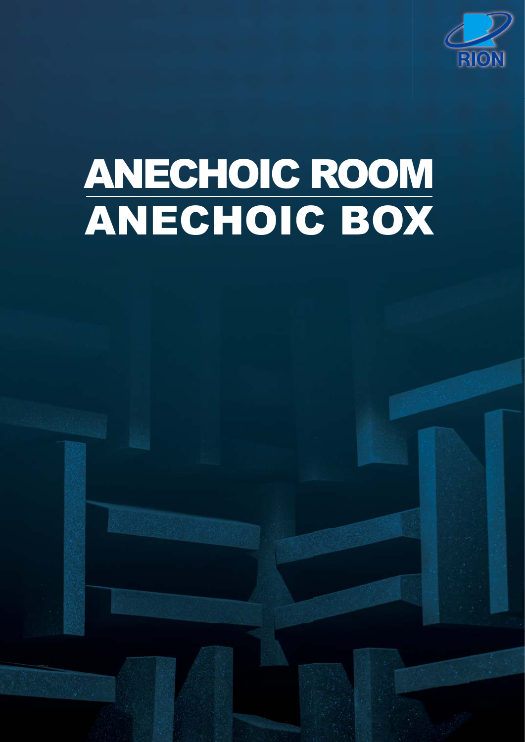RION

# ANECHOIC ROOM
# ANECHOIC BOX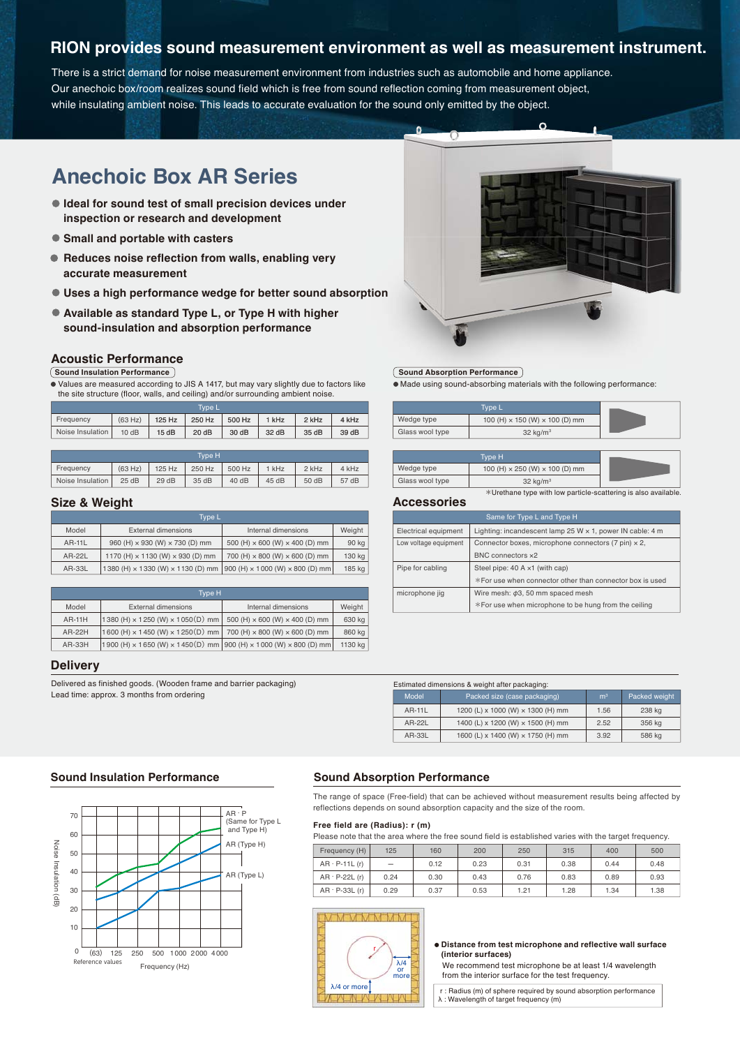# RION provides sound measurement environment as well as measurement instrument.

There is a strict demand for noise measurement environment from industries such as automobile and home appliance.
Our anechoic box/room realizes sound field which is free from sound reflection coming from measurement object, while insulating ambient noise. This leads to accurate evaluation for the sound only emitted by the object.

## Anechoic Box AR Series

- **Ideal for sound test of small precision devices under inspection or research and development**
- **Small and portable with casters**
- **Reduces noise reflection from walls, enabling very accurate measurement**
- **Uses a high performance wedge for better sound absorption**
- **Available as standard Type L, or Type H with higher sound-insulation and absorption performance**

### Acoustic Performance

**Sound Insulation Performance**

- Values are measured according to JIS A 1417, but may vary slightly due to factors like the site structure (floor, walls, and ceiling) and/or surrounding ambient noise.

| Type L | | | | | | | |
|---|---|---|---|---|---|---|---|
| Frequency | (63 Hz) | 125 Hz | 250 Hz | 500 Hz | 1 kHz | 2 kHz | 4 kHz |
| Noise Insulation | 10 dB | 15 dB | 20 dB | 30 dB | 32 dB | 35 dB | 39 dB |

| Type H | | | | | | | |
|---|---|---|---|---|---|---|---|
| Frequency | (63 Hz) | 125 Hz | 250 Hz | 500 Hz | 1 kHz | 2 kHz | 4 kHz |
| Noise Insulation | 25 dB | 29 dB | 35 dB | 40 dB | 45 dB | 50 dB | 57 dB |

**Sound Absorption Performance**

- Made using sound-absorbing materials with the following performance:

| Type L | |
|---|---|
| Wedge type | 100 (H) × 150 (W) × 100 (D) mm |
| Glass wool type | 32 kg/m³ |

| Type H | |
|---|---|
| Wedge type | 100 (H) × 250 (W) × 100 (D) mm |
| Glass wool type | 32 kg/m³ |

*Urethane type with low particle-scattering is also available.

### Size & Weight

| Type L | | | |
|---|---|---|---|
| Model | External dimensions | Internal dimensions | Weight |
| AR-11L | 960 (H) × 930 (W) × 730 (D) mm | 500 (H) × 600 (W) × 400 (D) mm | 90 kg |
| AR-22L | 1170 (H) × 1130 (W) × 930 (D) mm | 700 (H) × 800 (W) × 600 (D) mm | 130 kg |
| AR-33L | 1380 (H) × 1330 (W) × 1130 (D) mm | 900 (H) × 1000 (W) × 800 (D) mm | 185 kg |

| Type H | | | |
|---|---|---|---|
| Model | External dimensions | Internal dimensions | Weight |
| AR-11H | 1380 (H) × 1250 (W) × 1050 (D) mm | 500 (H) × 600 (W) × 400 (D) mm | 630 kg |
| AR-22H | 1600 (H) × 1450 (W) × 1250 (D) mm | 700 (H) × 800 (W) × 600 (D) mm | 860 kg |
| AR-33H | 1900 (H) × 1650 (W) × 1450 (D) mm | 900 (H) × 1000 (W) × 800 (D) mm | 1130 kg |

### Accessories

| Same for Type L and Type H | |
|---|---|
| Electrical equipment | Lighting: incandescent lamp 25 W × 1, power IN cable: 4 m |
| Low voltage equipment | Connector boxes, microphone connectors (7 pin) × 2, BNC connectors ×2 |
| Pipe for cabling | Steel pipe: 40 A ×1 (with cap) *For use when connector other than connector box is used |
| microphone jig | Wire mesh: φ3, 50 mm spaced mesh *For use when microphone to be hung from the ceiling |

### Delivery

Delivered as finished goods. (Wooden frame and barrier packaging)
Lead time: approx. 3 months from ordering

Estimated dimensions & weight after packaging:

| Model | Packed size (case packaging) | m³ | Packed weight |
|---|---|---|---|
| AR-11L | 1200 (L) x 1000 (W) x 1300 (H) mm | 1.56 | 238 kg |
| AR-22L | 1400 (L) x 1200 (W) x 1500 (H) mm | 2.52 | 356 kg |
| AR-33L | 1600 (L) x 1400 (W) x 1750 (H) mm | 3.92 | 586 kg |

### Sound Insulation Performance

Noise insulation (dB) vs. Frequency (Hz): AR · P (Same for Type L and Type H), AR (Type H), AR (Type L). (63) Reference values.

### Sound Absorption Performance

The range of space (Free-field) that can be achieved without measurement results being affected by reflections depends on sound absorption capacity and the size of the room.

**Free field are (Radius): r (m)**

Please note that the area where the free sound field is established varies with the target frequency.

| Frequency (H) | 125 | 160 | 200 | 250 | 315 | 400 | 500 |
|---|---|---|---|---|---|---|---|
| AR · P-11L (r) | — | 0.12 | 0.23 | 0.31 | 0.38 | 0.44 | 0.48 |
| AR · P-22L (r) | 0.24 | 0.30 | 0.43 | 0.76 | 0.83 | 0.89 | 0.93 |
| AR · P-33L (r) | 0.29 | 0.37 | 0.53 | 1.21 | 1.28 | 1.34 | 1.38 |

- **Distance from test microphone and reflective wall surface (interior surfaces)**
  We recommend test microphone be at least 1/4 wavelength from the interior surface for the test frequency.

r : Radius (m) of sphere required by sound absorption performance
λ : Wavelength of target frequency (m)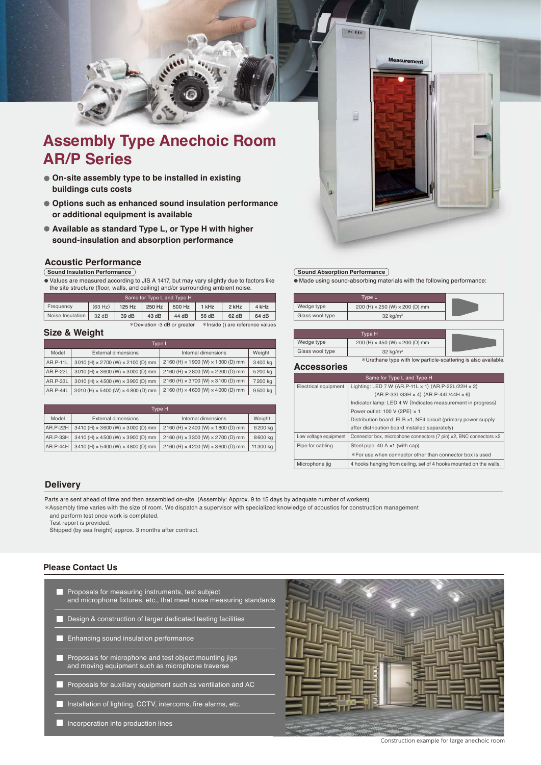# Assembly Type Anechoic Room AR/P Series

- On-site assembly type to be installed in existing buildings cuts costs
- Options such as enhanced sound insulation performance or additional equipment is available
- Available as standard Type L, or Type H with higher sound-insulation and absorption performance

## Acoustic Performance

### Sound Insulation Performance

- Values are measured according to JIS A 1417, but may vary slightly due to factors like the site structure (floor, walls, and ceiling) and/or surrounding ambient noise.

| Same for Type L and Type H | | | | | | | |
|---|---|---|---|---|---|---|---|
| Frequency | (63 Hz) | 125 Hz | 250 Hz | 500 Hz | 1 kHz | 2 kHz | 4 kHz |
| Noise Insulation | 32 dB | 39 dB | 43 dB | 44 dB | 56 dB | 62 dB | 64 dB |

*Deviation -3 dB or greater　*Inside () are reference values

### Sound Absorption Performance

- Made using sound-absorbing materials with the following performance:

| Type L | |
|---|---|
| Wedge type | 200 (H) × 250 (W) × 200 (D) mm |
| Glass wool type | 32 kg/m³ |

| Type H | |
|---|---|
| Wedge type | 200 (H) × 450 (W) × 200 (D) mm |
| Glass wool type | 32 kg/m³ |

*Urethane type with low particle-scattering is also available.

## Size & Weight

| Type L | | | |
|---|---|---|---|
| Model | External dimensions | Internal dimensions | Weight |
| AR.P-11L | 3010 (H) × 2700 (W) × 2100 (D) mm | 2160 (H) × 1900 (W) × 1300 (D) mm | 3400 kg |
| AR.P-22L | 3010 (H) × 3600 (W) × 3000 (D) mm | 2160 (H) × 2800 (W) × 2200 (D) mm | 5200 kg |
| AR.P-33L | 3010 (H) × 4500 (W) × 3900 (D) mm | 2160 (H) × 3700 (W) × 3100 (D) mm | 7200 kg |
| AR.P-44L | 3010 (H) × 5400 (W) × 4800 (D) mm | 2160 (H) × 4600 (W) × 4000 (D) mm | 9500 kg |

| Type H | | | |
|---|---|---|---|
| Model | External dimensions | Internal dimensions | Weight |
| AR.P-22H | 3410 (H) × 3600 (W) × 3000 (D) mm | 2160 (H) × 2400 (W) × 1800 (D) mm | 6200 kg |
| AR.P-33H | 3410 (H) × 4500 (W) × 3900 (D) mm | 2160 (H) × 3300 (W) × 2700 (D) mm | 8600 kg |
| AR.P-44H | 3410 (H) × 5400 (W) × 4800 (D) mm | 2160 (H) × 4200 (W) × 3600 (D) mm | 11300 kg |

## Accessories

| Same for Type L and Type H | |
|---|---|
| Electrical equipment | Lighting: LED 7 W (AR.P-11L × 1) (AR.P-22L/22H × 2) (AR.P-33L/33H × 4) (AR.P-44L/44H × 6) |
| | Indicator lamp: LED 4 W (Indicates measurement in progress) |
| | Power outlet: 100 V (2PE) × 1 |
| | Distribution board: ELB ×1, NF4 circuit (primary power supply after distribution board installed separately) |
| Low voltage equipment | Connector box, microphone connectors (7 pin) ×2, BNC connectors ×2 |
| Pipe for cabling | Steel pipe: 40 A ×1 (with cap) |
| | *For use when connector other than connector box is used |
| Microphone jig | 4 hooks hanging from ceiling, set of 4 hooks mounted on the walls. |

## Delivery

Parts are sent ahead of time and then assembled on-site. (Assembly: Approx. 9 to 15 days by adequate number of workers)

*Assembly time varies with the size of room. We dispatch a supervisor with specialized knowledge of acoustics for construction management and perform test once work is completed.
Test report is provided.
Shipped (by sea freight) approx. 3 months after contract.

## Please Contact Us

- Proposals for measuring instruments, test subject and microphone fixtures, etc., that meet noise measuring standards
- Design & construction of larger dedicated testing facilities
- Enhancing sound insulation performance
- Proposals for microphone and test object mounting jigs and moving equipment such as microphone traverse
- Proposals for auxiliary equipment such as ventilation and AC
- Installation of lighting, CCTV, intercoms, fire alarms, etc.
- Incorporation into production lines

Construction example for large anechoic room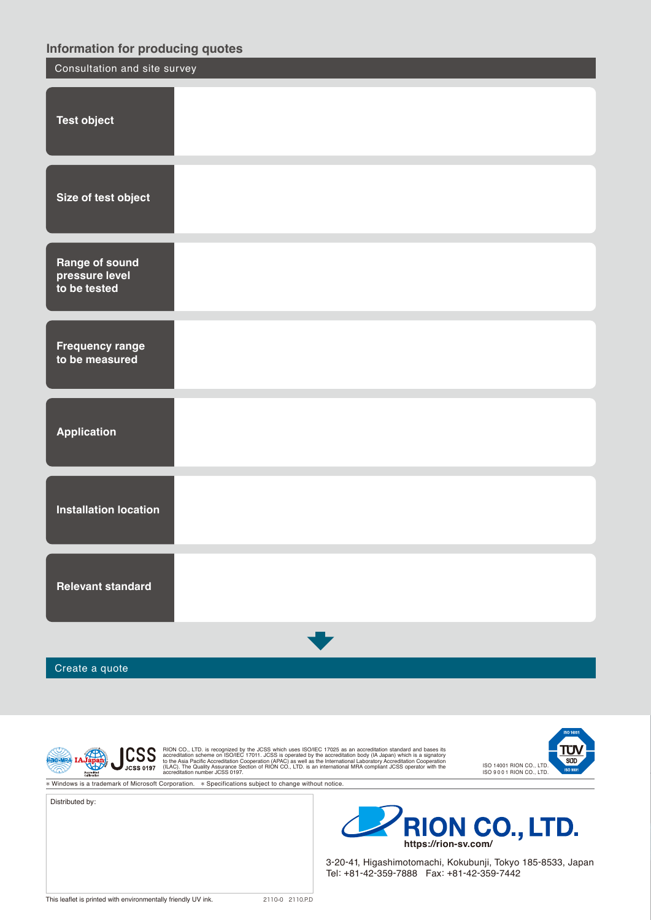## Information for producing quotes

Consultation and site survey

| | |
|---|---|
| **Test object** | |
| **Size of test object** | |
| **Range of sound pressure level to be tested** | |
| **Frequency range to be measured** | |
| **Application** | |
| **Installation location** | |
| **Relevant standard** | |

Create a quote

JCSS 0197

RION CO., LTD. is recognized by the JCSS which uses ISO/IEC 17025 as an accreditation standard and bases its accreditation scheme on ISO/IEC 17011. JCSS is operated by the accreditation body (IA Japan) which is a signatory to the Asia Pacific Accreditation Cooperation (APAC) as well as the International Laboratory Accreditation Cooperation (ILAC). The Quality Assurance Section of RION CO., LTD. is an international MRA compliant JCSS operator with the accreditation number JCSS 0197.

ISO 14001 RION CO., LTD.
ISO 9001 RION CO., LTD.

* Windows is a trademark of Microsoft Corporation. * Specifications subject to change without notice.

Distributed by:

**RION CO., LTD.**
https://rion-sv.com/

3-20-41, Higashimotomachi, Kokubunji, Tokyo 185-8533, Japan
Tel: +81-42-359-7888 Fax: +81-42-359-7442

This leaflet is printed with environmentally friendly UV ink.

2110-0 2110.P.D